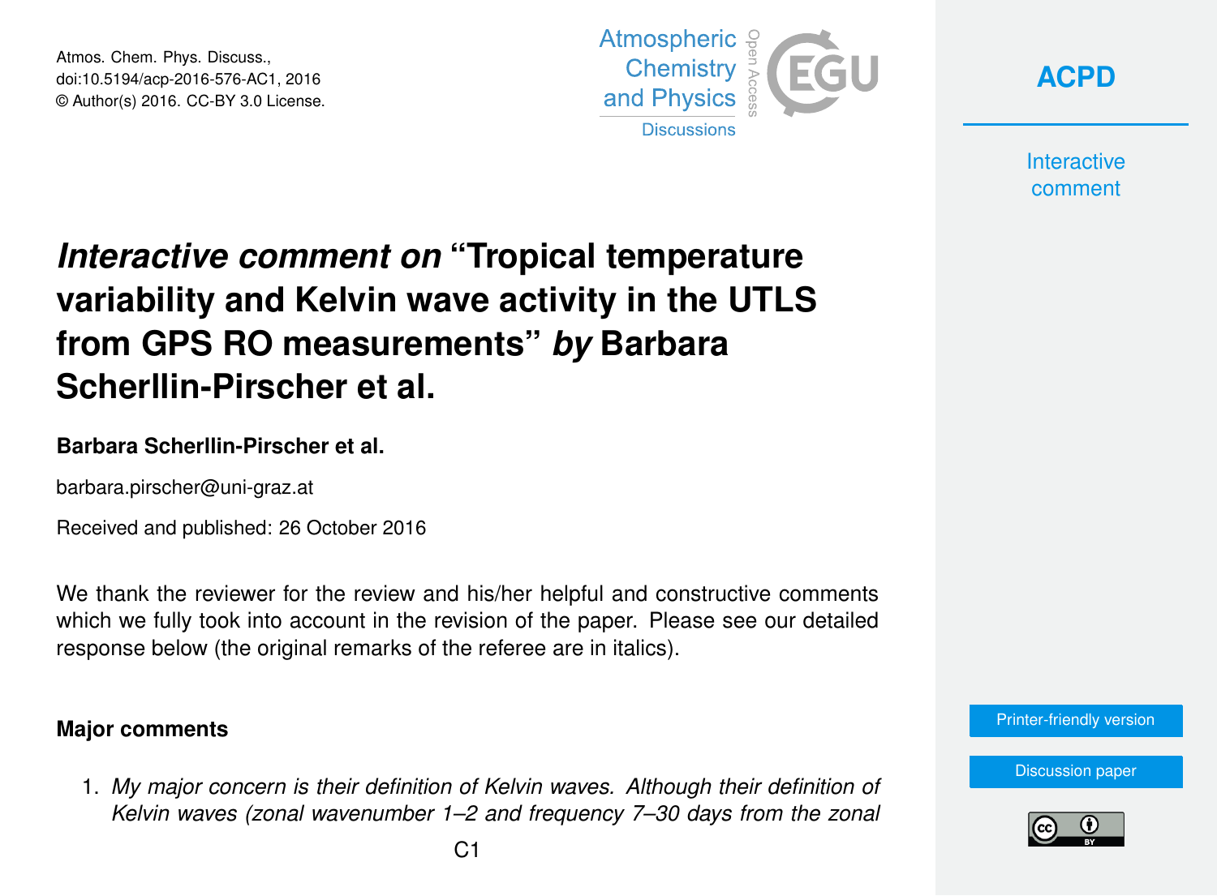# *Interactive comment on* "Tropical temperature variability and Kelvin wave activity in the UTLS from GPS RO measurements" *by* Barbara Scherllin-Pirscher et al.

**Barbara Scherllin-Pirscher et al.**

barbara.pirscher@uni-graz.at

Received and published: 26 October 2016

We thank the reviewer for the review and his/her helpful and constructive comments which we fully took into account in the revision of the paper. Please see our detailed response below (the original remarks of the referee are in italics).

### Major comments

1. *My major concern is their definition of Kelvin waves. Although their definition of Kelvin waves (zonal wavenumber 1–2 and frequency 7–30 days from the zonal*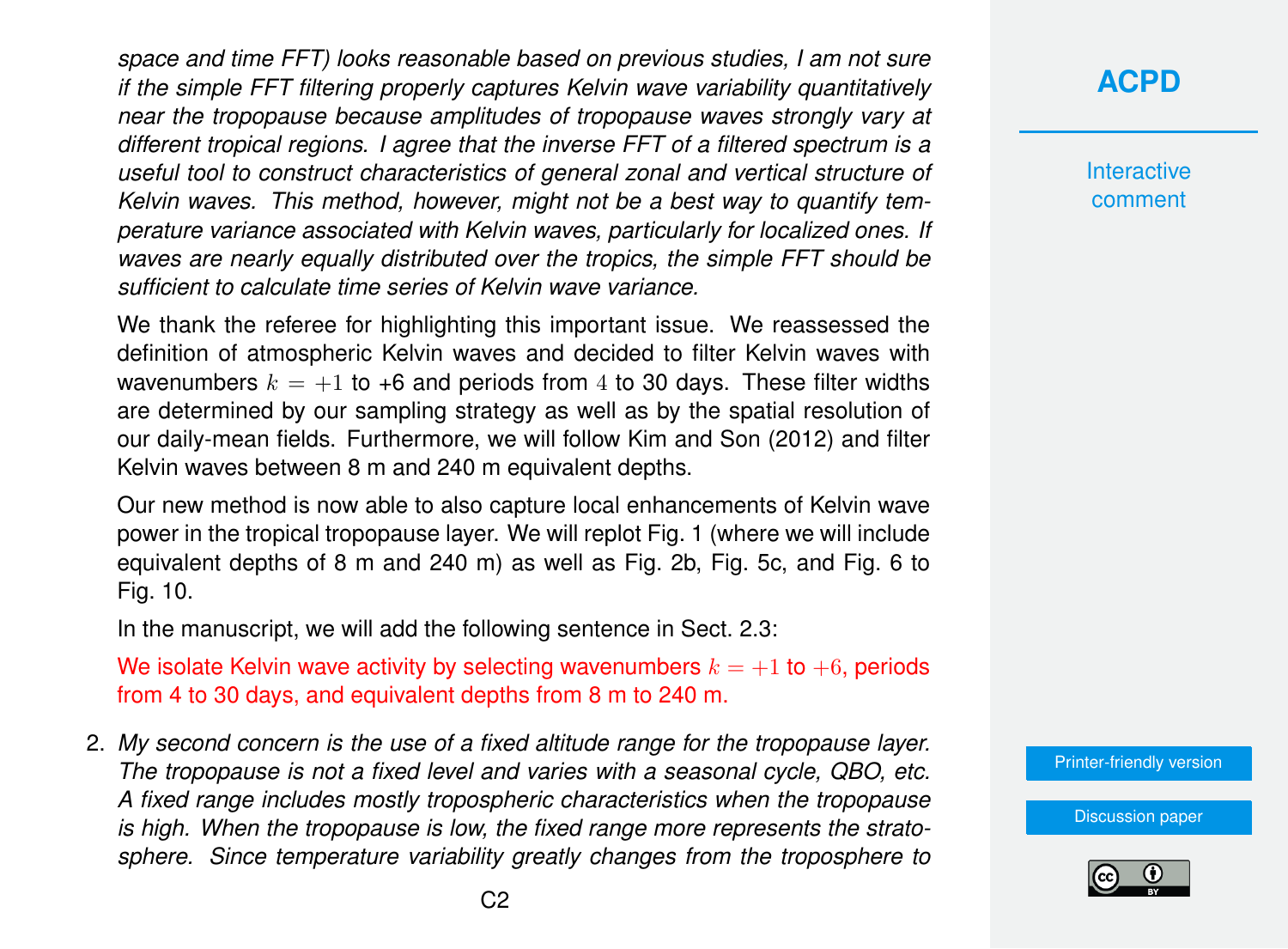*space and time FFT) looks reasonable based on previous studies, I am not sure if the simple FFT filtering properly captures Kelvin wave variability quantitatively near the tropopause because amplitudes of tropopause waves strongly vary at different tropical regions. I agree that the inverse FFT of a filtered spectrum is a useful tool to construct characteristics of general zonal and vertical structure of Kelvin waves. This method, however, might not be a best way to quantify temperature variance associated with Kelvin waves, particularly for localized ones. If waves are nearly equally distributed over the tropics, the simple FFT should be sufficient to calculate time series of Kelvin wave variance.*

We thank the referee for highlighting this important issue. We reassessed the definition of atmospheric Kelvin waves and decided to filter Kelvin waves with wavenumbers $k = +1$ to +6 and periods from $4$ to 30 days. These filter widths are determined by our sampling strategy as well as by the spatial resolution of our daily-mean fields. Furthermore, we will follow Kim and Son (2012) and filter Kelvin waves between 8 m and 240 m equivalent depths.

Our new method is now able to also capture local enhancements of Kelvin wave power in the tropical tropopause layer. We will replot Fig. 1 (where we will include equivalent depths of 8 m and 240 m) as well as Fig. 2b, Fig. 5c, and Fig. 6 to Fig. 10.

In the manuscript, we will add the following sentence in Sect. 2.3:

We isolate Kelvin wave activity by selecting wavenumbers $k = +1$ to $+6$, periods from 4 to 30 days, and equivalent depths from 8 m to 240 m.

2. *My second concern is the use of a fixed altitude range for the tropopause layer. The tropopause is not a fixed level and varies with a seasonal cycle, QBO, etc. A fixed range includes mostly tropospheric characteristics when the tropopause is high. When the tropopause is low, the fixed range more represents the stratosphere. Since temperature variability greatly changes from the troposphere to*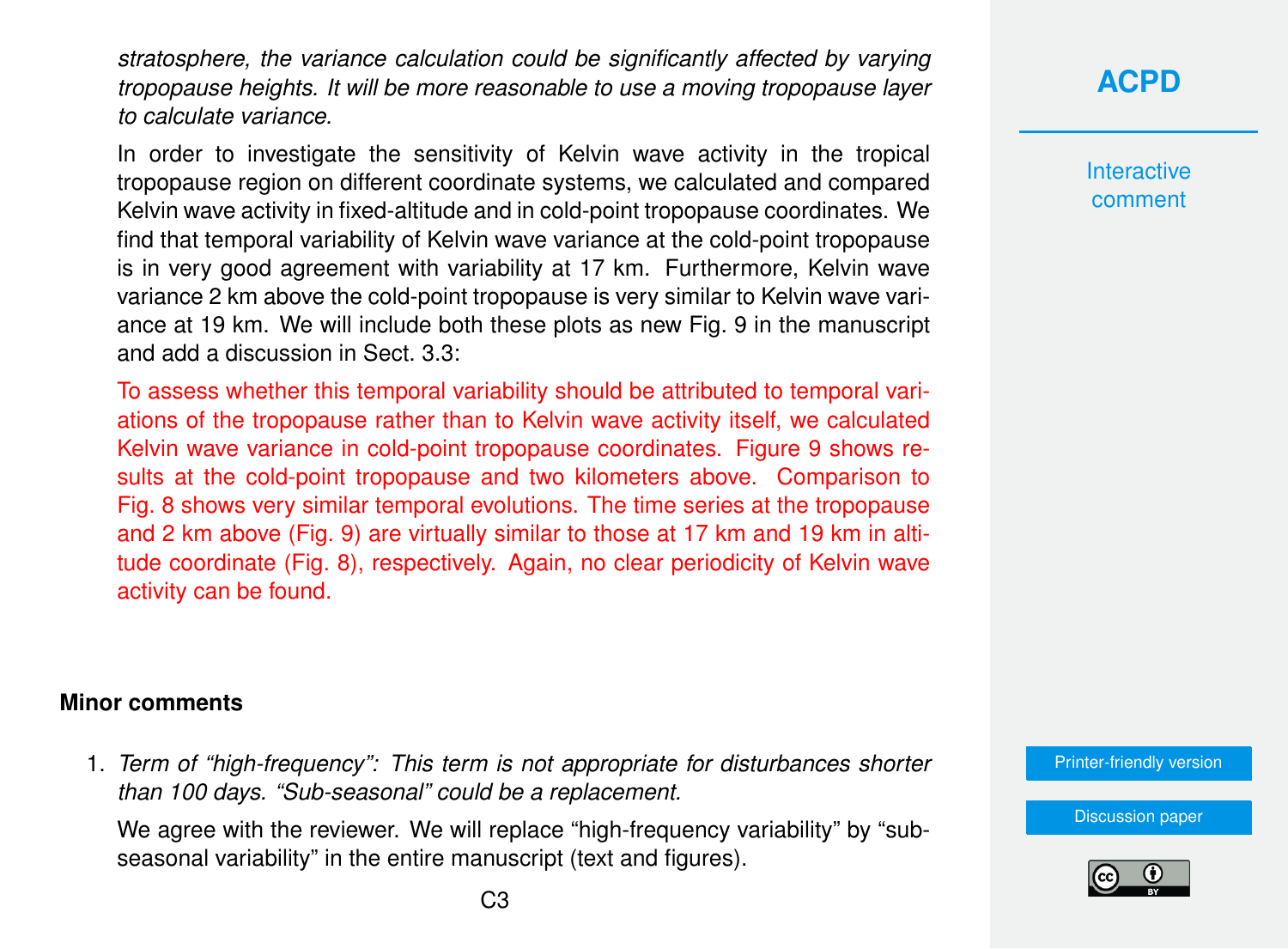*stratosphere, the variance calculation could be significantly affected by varying tropopause heights. It will be more reasonable to use a moving tropopause layer to calculate variance.*

In order to investigate the sensitivity of Kelvin wave activity in the tropical tropopause region on different coordinate systems, we calculated and compared Kelvin wave activity in fixed-altitude and in cold-point tropopause coordinates. We find that temporal variability of Kelvin wave variance at the cold-point tropopause is in very good agreement with variability at 17 km. Furthermore, Kelvin wave variance 2 km above the cold-point tropopause is very similar to Kelvin wave variance at 19 km. We will include both these plots as new Fig. 9 in the manuscript and add a discussion in Sect. 3.3:

To assess whether this temporal variability should be attributed to temporal variations of the tropopause rather than to Kelvin wave activity itself, we calculated Kelvin wave variance in cold-point tropopause coordinates. Figure 9 shows results at the cold-point tropopause and two kilometers above. Comparison to Fig. 8 shows very similar temporal evolutions. The time series at the tropopause and 2 km above (Fig. 9) are virtually similar to those at 17 km and 19 km in altitude coordinate (Fig. 8), respectively. Again, no clear periodicity of Kelvin wave activity can be found.

## Minor comments

1. *Term of "high-frequency": This term is not appropriate for disturbances shorter than 100 days. "Sub-seasonal" could be a replacement.*

   We agree with the reviewer. We will replace "high-frequency variability" by "sub-seasonal variability" in the entire manuscript (text and figures).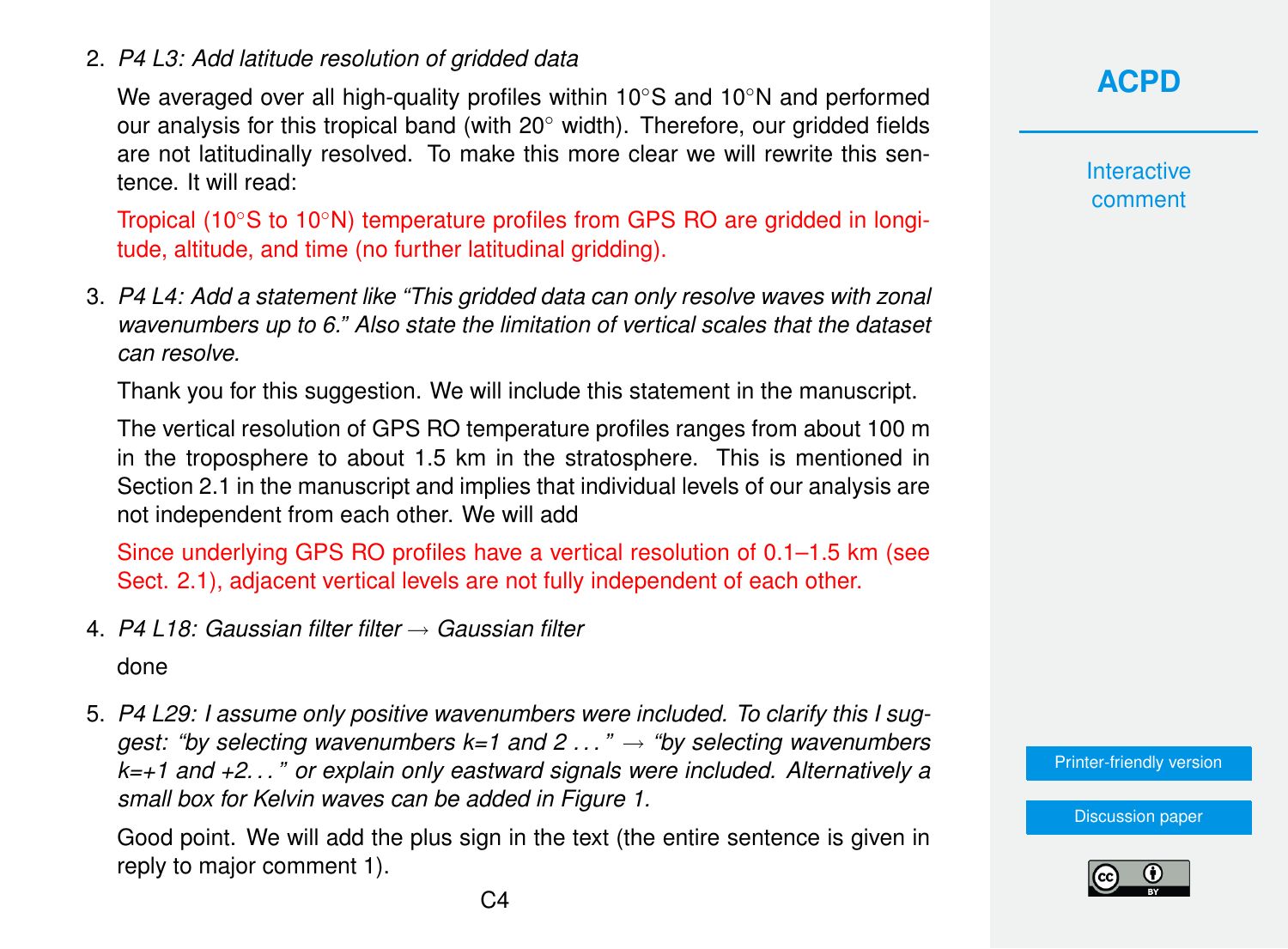2. *P4 L3: Add latitude resolution of gridded data*

   We averaged over all high-quality profiles within 10°S and 10°N and performed our analysis for this tropical band (with 20° width). Therefore, our gridded fields are not latitudinally resolved. To make this more clear we will rewrite this sentence. It will read:

   Tropical (10°S to 10°N) temperature profiles from GPS RO are gridded in longitude, altitude, and time (no further latitudinal gridding).

3. *P4 L4: Add a statement like "This gridded data can only resolve waves with zonal wavenumbers up to 6." Also state the limitation of vertical scales that the dataset can resolve.*

   Thank you for this suggestion. We will include this statement in the manuscript.

   The vertical resolution of GPS RO temperature profiles ranges from about 100 m in the troposphere to about 1.5 km in the stratosphere. This is mentioned in Section 2.1 in the manuscript and implies that individual levels of our analysis are not independent from each other. We will add

   Since underlying GPS RO profiles have a vertical resolution of 0.1–1.5 km (see Sect. 2.1), adjacent vertical levels are not fully independent of each other.

4. *P4 L18: Gaussian filter filter → Gaussian filter*

   done

5. *P4 L29: I assume only positive wavenumbers were included. To clarify this I suggest: "by selecting wavenumbers k=1 and 2 . . . " → "by selecting wavenumbers k=+1 and +2. . . " or explain only eastward signals were included. Alternatively a small box for Kelvin waves can be added in Figure 1.*

   Good point. We will add the plus sign in the text (the entire sentence is given in reply to major comment 1).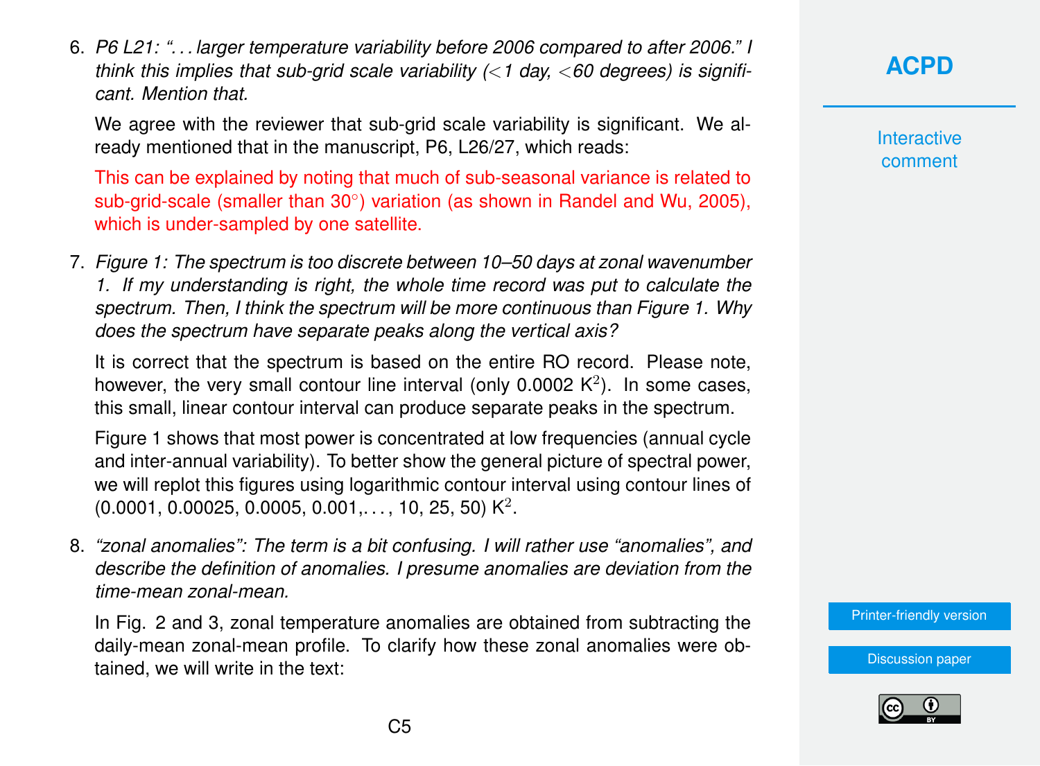6. *P6 L21: "... larger temperature variability before 2006 compared to after 2006." I think this implies that sub-grid scale variability (<1 day, <60 degrees) is significant. Mention that.*

   We agree with the reviewer that sub-grid scale variability is significant. We already mentioned that in the manuscript, P6, L26/27, which reads:

   This can be explained by noting that much of sub-seasonal variance is related to sub-grid-scale (smaller than 30°) variation (as shown in Randel and Wu, 2005), which is under-sampled by one satellite.

7. *Figure 1: The spectrum is too discrete between 10–50 days at zonal wavenumber 1. If my understanding is right, the whole time record was put to calculate the spectrum. Then, I think the spectrum will be more continuous than Figure 1. Why does the spectrum have separate peaks along the vertical axis?*

   It is correct that the spectrum is based on the entire RO record. Please note, however, the very small contour line interval (only 0.0002 $K^2$). In some cases, this small, linear contour interval can produce separate peaks in the spectrum.

   Figure 1 shows that most power is concentrated at low frequencies (annual cycle and inter-annual variability). To better show the general picture of spectral power, we will replot this figures using logarithmic contour interval using contour lines of (0.0001, 0.00025, 0.0005, 0.001,..., 10, 25, 50) $K^2$.

8. *"zonal anomalies": The term is a bit confusing. I will rather use "anomalies", and describe the definition of anomalies. I presume anomalies are deviation from the time-mean zonal-mean.*

   In Fig. 2 and 3, zonal temperature anomalies are obtained from subtracting the daily-mean zonal-mean profile. To clarify how these zonal anomalies were obtained, we will write in the text: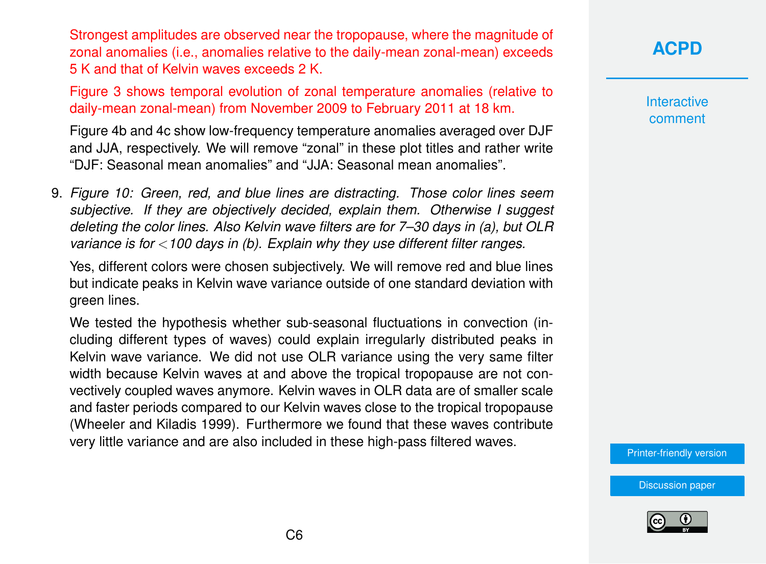Strongest amplitudes are observed near the tropopause, where the magnitude of zonal anomalies (i.e., anomalies relative to the daily-mean zonal-mean) exceeds 5 K and that of Kelvin waves exceeds 2 K.

Figure 3 shows temporal evolution of zonal temperature anomalies (relative to daily-mean zonal-mean) from November 2009 to February 2011 at 18 km.

Figure 4b and 4c show low-frequency temperature anomalies averaged over DJF and JJA, respectively. We will remove "zonal" in these plot titles and rather write "DJF: Seasonal mean anomalies" and "JJA: Seasonal mean anomalies".

9. *Figure 10: Green, red, and blue lines are distracting. Those color lines seem subjective. If they are objectively decided, explain them. Otherwise I suggest deleting the color lines. Also Kelvin wave filters are for 7–30 days in (a), but OLR variance is for <100 days in (b). Explain why they use different filter ranges.*

   Yes, different colors were chosen subjectively. We will remove red and blue lines but indicate peaks in Kelvin wave variance outside of one standard deviation with green lines.

   We tested the hypothesis whether sub-seasonal fluctuations in convection (including different types of waves) could explain irregularly distributed peaks in Kelvin wave variance. We did not use OLR variance using the very same filter width because Kelvin waves at and above the tropical tropopause are not convectively coupled waves anymore. Kelvin waves in OLR data are of smaller scale and faster periods compared to our Kelvin waves close to the tropical tropopause (Wheeler and Kiladis 1999). Furthermore we found that these waves contribute very little variance and are also included in these high-pass filtered waves.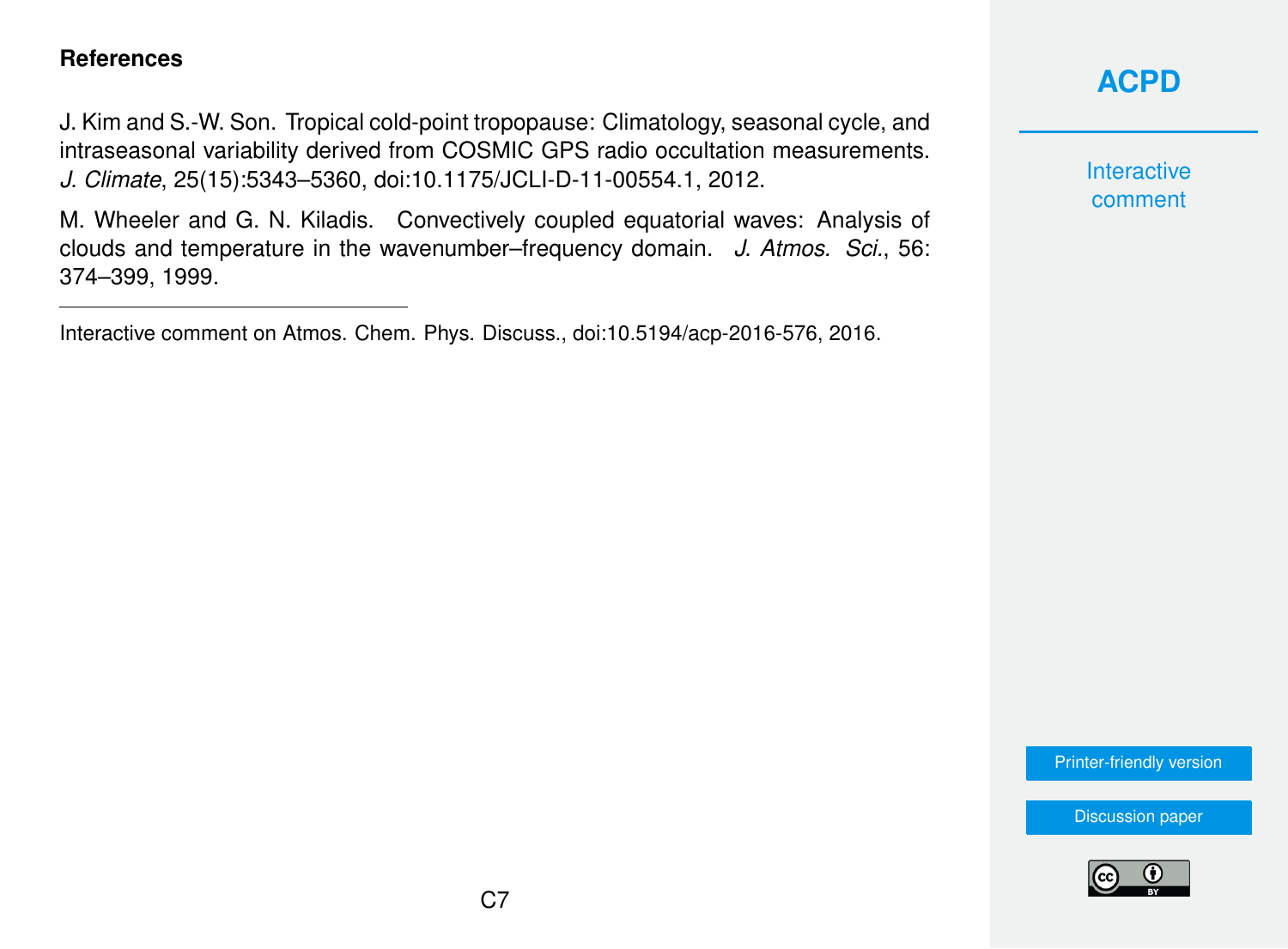## References

J. Kim and S.-W. Son. Tropical cold-point tropopause: Climatology, seasonal cycle, and intraseasonal variability derived from COSMIC GPS radio occultation measurements. *J. Climate*, 25(15):5343–5360, doi:10.1175/JCLI-D-11-00554.1, 2012.

M. Wheeler and G. N. Kiladis. Convectively coupled equatorial waves: Analysis of clouds and temperature in the wavenumber–frequency domain. *J. Atmos. Sci.*, 56: 374–399, 1999.

---

Interactive comment on Atmos. Chem. Phys. Discuss., doi:10.5194/acp-2016-576, 2016.